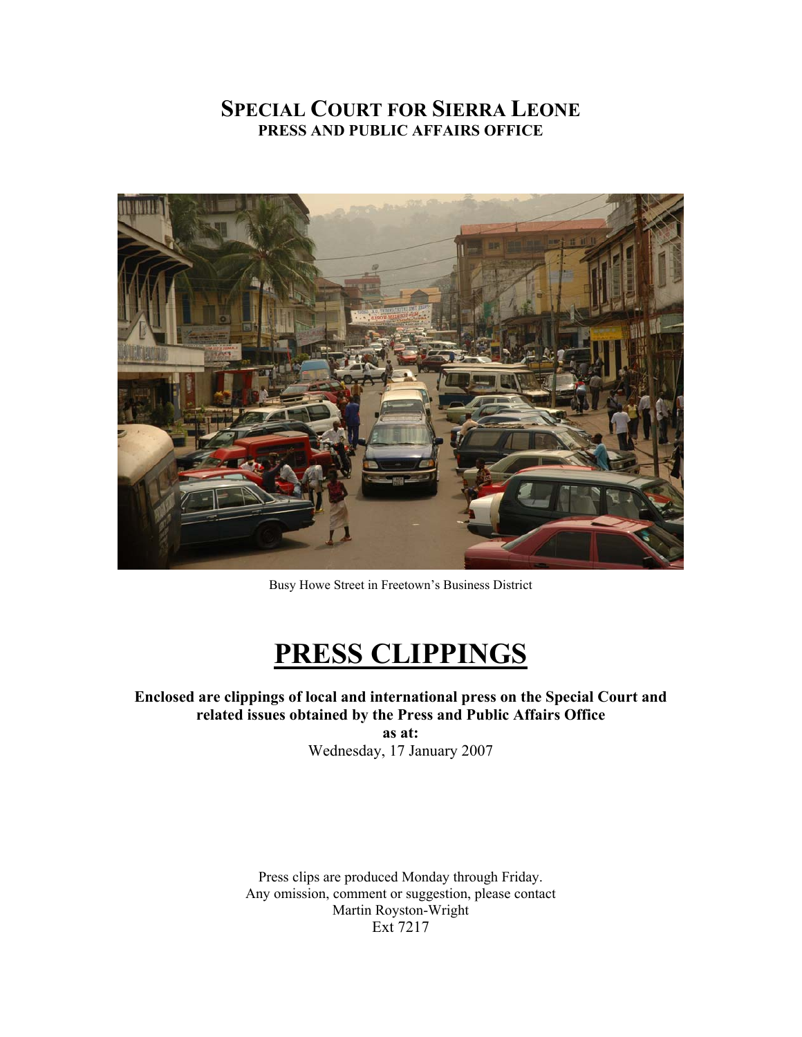# SPECIAL COURT FOR SIERRA LEONE
## PRESS AND PUBLIC AFFAIRS OFFICE

Busy Howe Street in Freetown's Business District

# PRESS CLIPPINGS

**Enclosed are clippings of local and international press on the Special Court and related issues obtained by the Press and Public Affairs Office as at:**

Wednesday, 17 January 2007

Press clips are produced Monday through Friday.
Any omission, comment or suggestion, please contact
Martin Royston-Wright
Ext 7217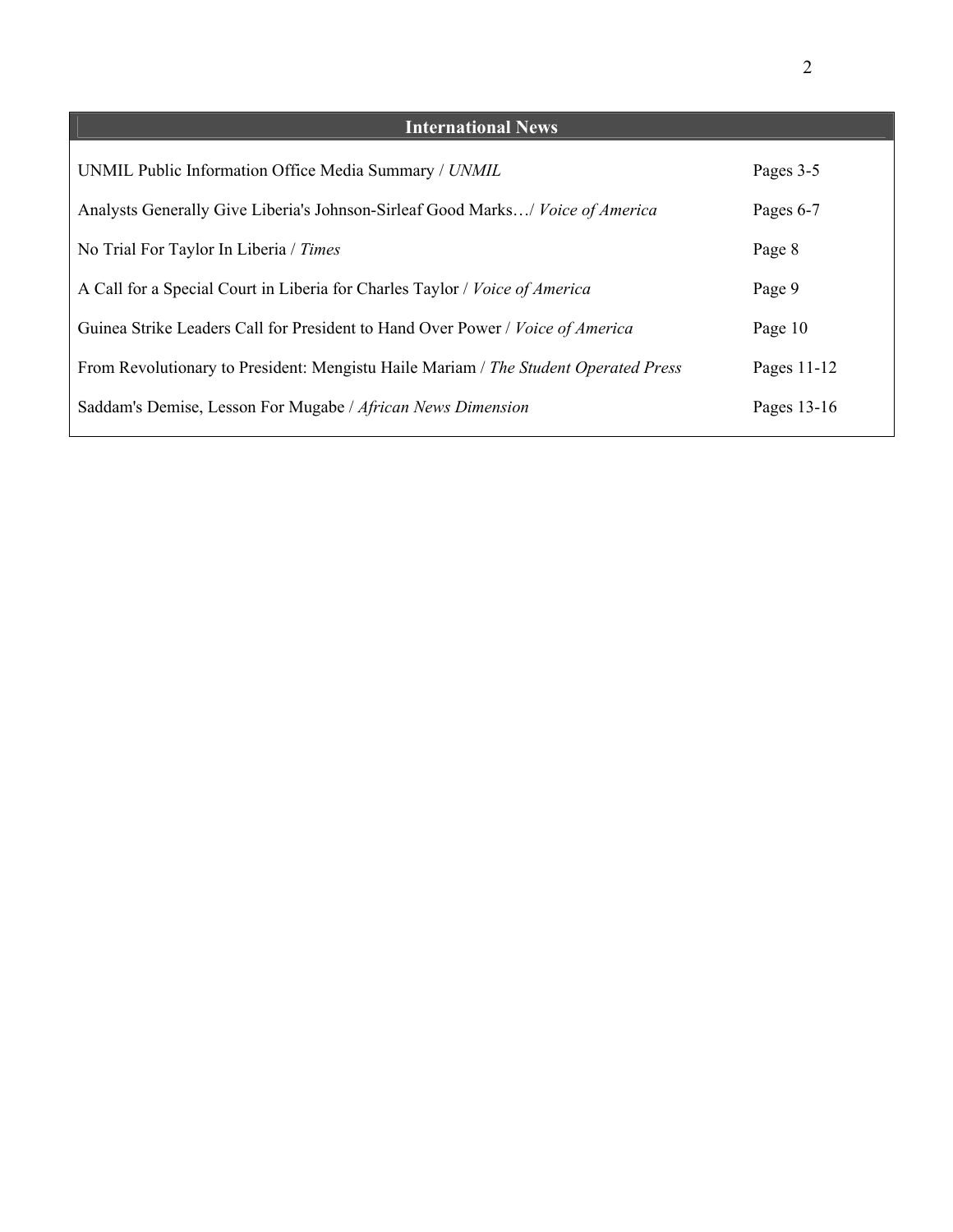## International News

| | |
|---|---|
| UNMIL Public Information Office Media Summary / *UNMIL* | Pages 3-5 |
| Analysts Generally Give Liberia's Johnson-Sirleaf Good Marks…/ *Voice of America* | Pages 6-7 |
| No Trial For Taylor In Liberia / *Times* | Page 8 |
| A Call for a Special Court in Liberia for Charles Taylor / *Voice of America* | Page 9 |
| Guinea Strike Leaders Call for President to Hand Over Power / *Voice of America* | Page 10 |
| From Revolutionary to President: Mengistu Haile Mariam / *The Student Operated Press* | Pages 11-12 |
| Saddam's Demise, Lesson For Mugabe / *African News Dimension* | Pages 13-16 |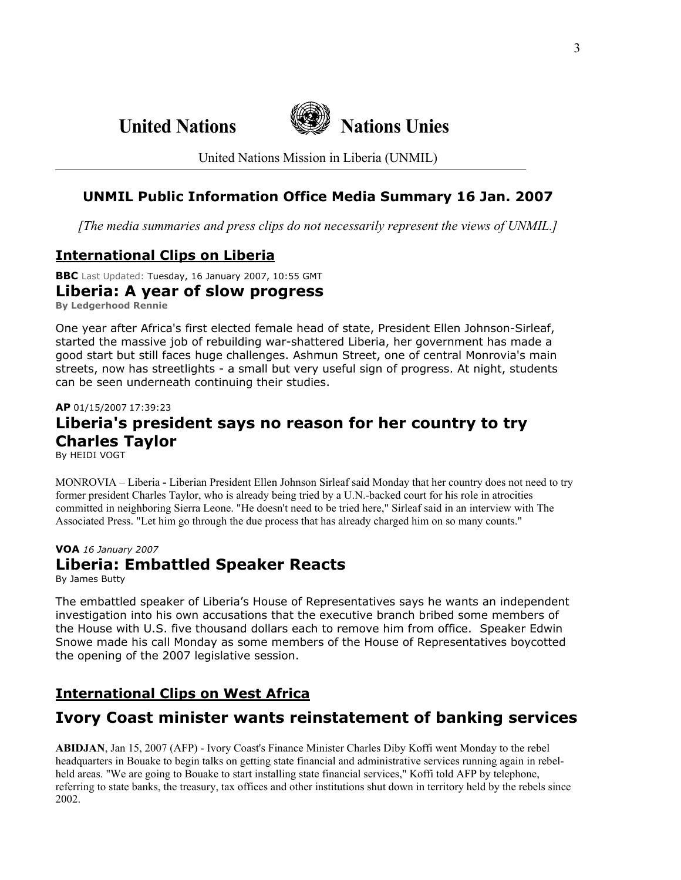# United Nations — Nations Unies

United Nations Mission in Liberia (UNMIL)

## UNMIL Public Information Office Media Summary 16 Jan. 2007

*[The media summaries and press clips do not necessarily represent the views of UNMIL.]*

## International Clips on Liberia

**BBC** Last Updated: Tuesday, 16 January 2007, 10:55 GMT

### Liberia: A year of slow progress

**By Ledgerhood Rennie**

One year after Africa's first elected female head of state, President Ellen Johnson-Sirleaf, started the massive job of rebuilding war-shattered Liberia, her government has made a good start but still faces huge challenges. Ashmun Street, one of central Monrovia's main streets, now has streetlights - a small but very useful sign of progress. At night, students can be seen underneath continuing their studies.

**AP** 01/15/2007 17:39:23

### Liberia's president says no reason for her country to try Charles Taylor

By HEIDI VOGT

MONROVIA – Liberia **-** Liberian President Ellen Johnson Sirleaf said Monday that her country does not need to try former president Charles Taylor, who is already being tried by a U.N.-backed court for his role in atrocities committed in neighboring Sierra Leone. "He doesn't need to be tried here," Sirleaf said in an interview with The Associated Press. "Let him go through the due process that has already charged him on so many counts."

**VOA** *16 January 2007*

### Liberia: Embattled Speaker Reacts

By James Butty

The embattled speaker of Liberia's House of Representatives says he wants an independent investigation into his own accusations that the executive branch bribed some members of the House with U.S. five thousand dollars each to remove him from office. Speaker Edwin Snowe made his call Monday as some members of the House of Representatives boycotted the opening of the 2007 legislative session.

## International Clips on West Africa

### Ivory Coast minister wants reinstatement of banking services

**ABIDJAN**, Jan 15, 2007 (AFP) - Ivory Coast's Finance Minister Charles Diby Koffi went Monday to the rebel headquarters in Bouake to begin talks on getting state financial and administrative services running again in rebel-held areas. "We are going to Bouake to start installing state financial services," Koffi told AFP by telephone, referring to state banks, the treasury, tax offices and other institutions shut down in territory held by the rebels since 2002.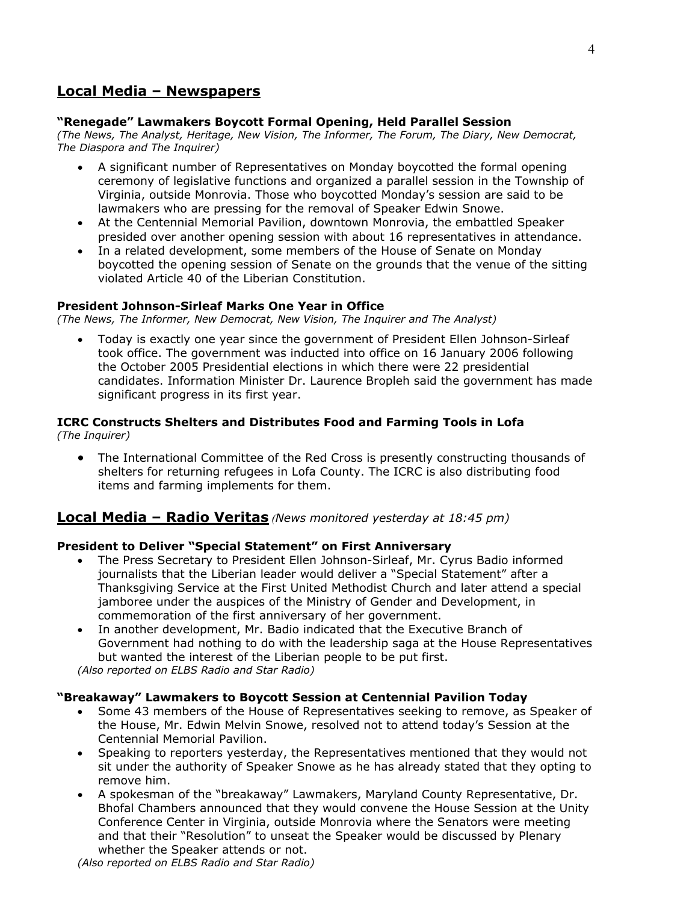## Local Media – Newspapers

### "Renegade" Lawmakers Boycott Formal Opening, Held Parallel Session

*(The News, The Analyst, Heritage, New Vision, The Informer, The Forum, The Diary, New Democrat, The Diaspora and The Inquirer)*

- A significant number of Representatives on Monday boycotted the formal opening ceremony of legislative functions and organized a parallel session in the Township of Virginia, outside Monrovia. Those who boycotted Monday's session are said to be lawmakers who are pressing for the removal of Speaker Edwin Snowe.
- At the Centennial Memorial Pavilion, downtown Monrovia, the embattled Speaker presided over another opening session with about 16 representatives in attendance.
- In a related development, some members of the House of Senate on Monday boycotted the opening session of Senate on the grounds that the venue of the sitting violated Article 40 of the Liberian Constitution.

### President Johnson-Sirleaf Marks One Year in Office

*(The News, The Informer, New Democrat, New Vision, The Inquirer and The Analyst)*

- Today is exactly one year since the government of President Ellen Johnson-Sirleaf took office. The government was inducted into office on 16 January 2006 following the October 2005 Presidential elections in which there were 22 presidential candidates. Information Minister Dr. Laurence Bropleh said the government has made significant progress in its first year.

### ICRC Constructs Shelters and Distributes Food and Farming Tools in Lofa

*(The Inquirer)*

- The International Committee of the Red Cross is presently constructing thousands of shelters for returning refugees in Lofa County. The ICRC is also distributing food items and farming implements for them.

## Local Media – Radio Veritas *(News monitored yesterday at 18:45 pm)*

### President to Deliver "Special Statement" on First Anniversary

- The Press Secretary to President Ellen Johnson-Sirleaf, Mr. Cyrus Badio informed journalists that the Liberian leader would deliver a "Special Statement" after a Thanksgiving Service at the First United Methodist Church and later attend a special jamboree under the auspices of the Ministry of Gender and Development, in commemoration of the first anniversary of her government.
- In another development, Mr. Badio indicated that the Executive Branch of Government had nothing to do with the leadership saga at the House Representatives but wanted the interest of the Liberian people to be put first.

*(Also reported on ELBS Radio and Star Radio)*

### "Breakaway" Lawmakers to Boycott Session at Centennial Pavilion Today

- Some 43 members of the House of Representatives seeking to remove, as Speaker of the House, Mr. Edwin Melvin Snowe, resolved not to attend today's Session at the Centennial Memorial Pavilion.
- Speaking to reporters yesterday, the Representatives mentioned that they would not sit under the authority of Speaker Snowe as he has already stated that they opting to remove him.
- A spokesman of the "breakaway" Lawmakers, Maryland County Representative, Dr. Bhofal Chambers announced that they would convene the House Session at the Unity Conference Center in Virginia, outside Monrovia where the Senators were meeting and that their "Resolution" to unseat the Speaker would be discussed by Plenary whether the Speaker attends or not.

*(Also reported on ELBS Radio and Star Radio)*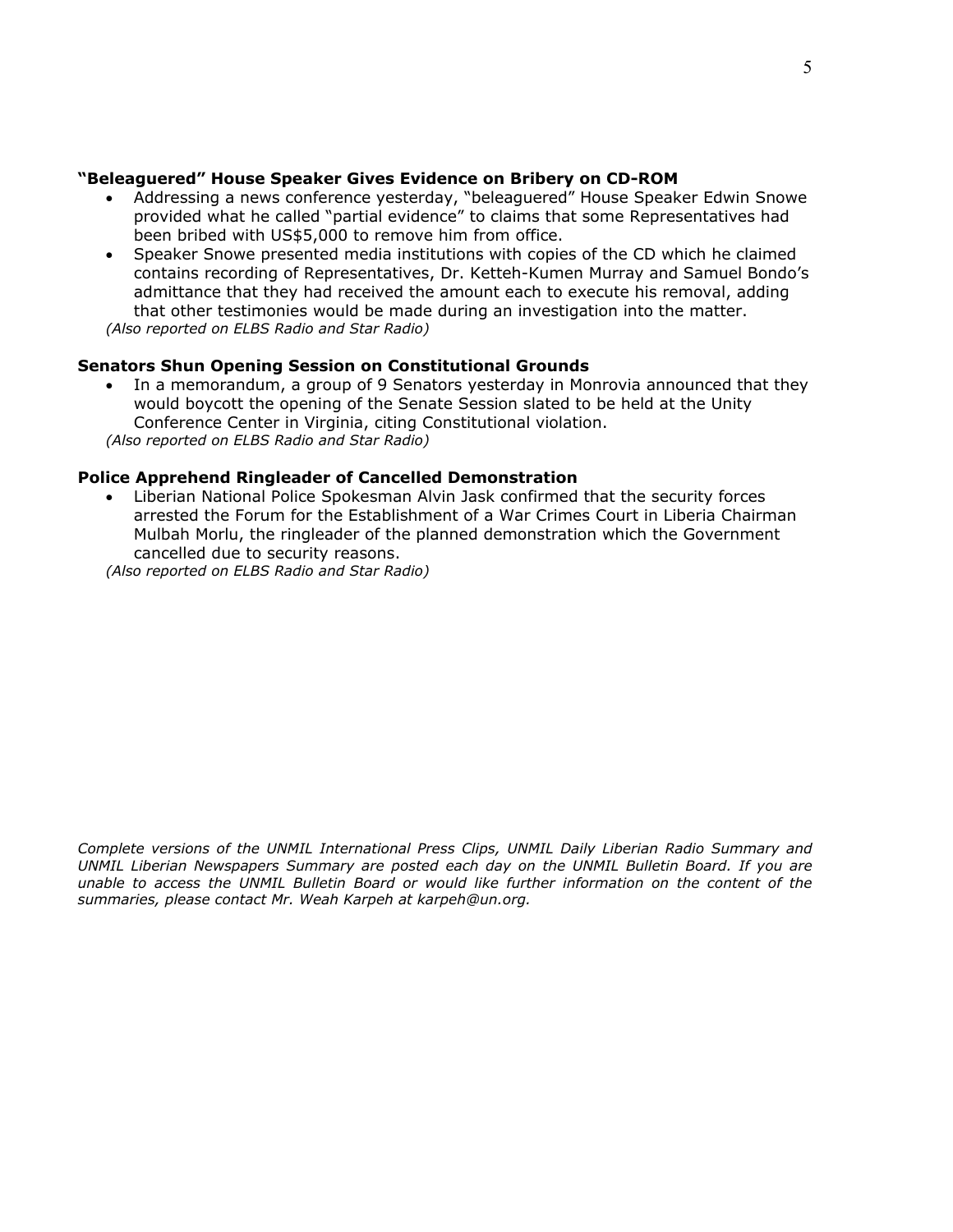**"Beleaguered" House Speaker Gives Evidence on Bribery on CD-ROM**

- Addressing a news conference yesterday, "beleaguered" House Speaker Edwin Snowe provided what he called "partial evidence" to claims that some Representatives had been bribed with US$5,000 to remove him from office.
- Speaker Snowe presented media institutions with copies of the CD which he claimed contains recording of Representatives, Dr. Ketteh-Kumen Murray and Samuel Bondo's admittance that they had received the amount each to execute his removal, adding that other testimonies would be made during an investigation into the matter.

*(Also reported on ELBS Radio and Star Radio)*

**Senators Shun Opening Session on Constitutional Grounds**

- In a memorandum, a group of 9 Senators yesterday in Monrovia announced that they would boycott the opening of the Senate Session slated to be held at the Unity Conference Center in Virginia, citing Constitutional violation.

*(Also reported on ELBS Radio and Star Radio)*

**Police Apprehend Ringleader of Cancelled Demonstration**

- Liberian National Police Spokesman Alvin Jask confirmed that the security forces arrested the Forum for the Establishment of a War Crimes Court in Liberia Chairman Mulbah Morlu, the ringleader of the planned demonstration which the Government cancelled due to security reasons.

*(Also reported on ELBS Radio and Star Radio)*

*Complete versions of the UNMIL International Press Clips, UNMIL Daily Liberian Radio Summary and UNMIL Liberian Newspapers Summary are posted each day on the UNMIL Bulletin Board. If you are unable to access the UNMIL Bulletin Board or would like further information on the content of the summaries, please contact Mr. Weah Karpeh at karpeh@un.org.*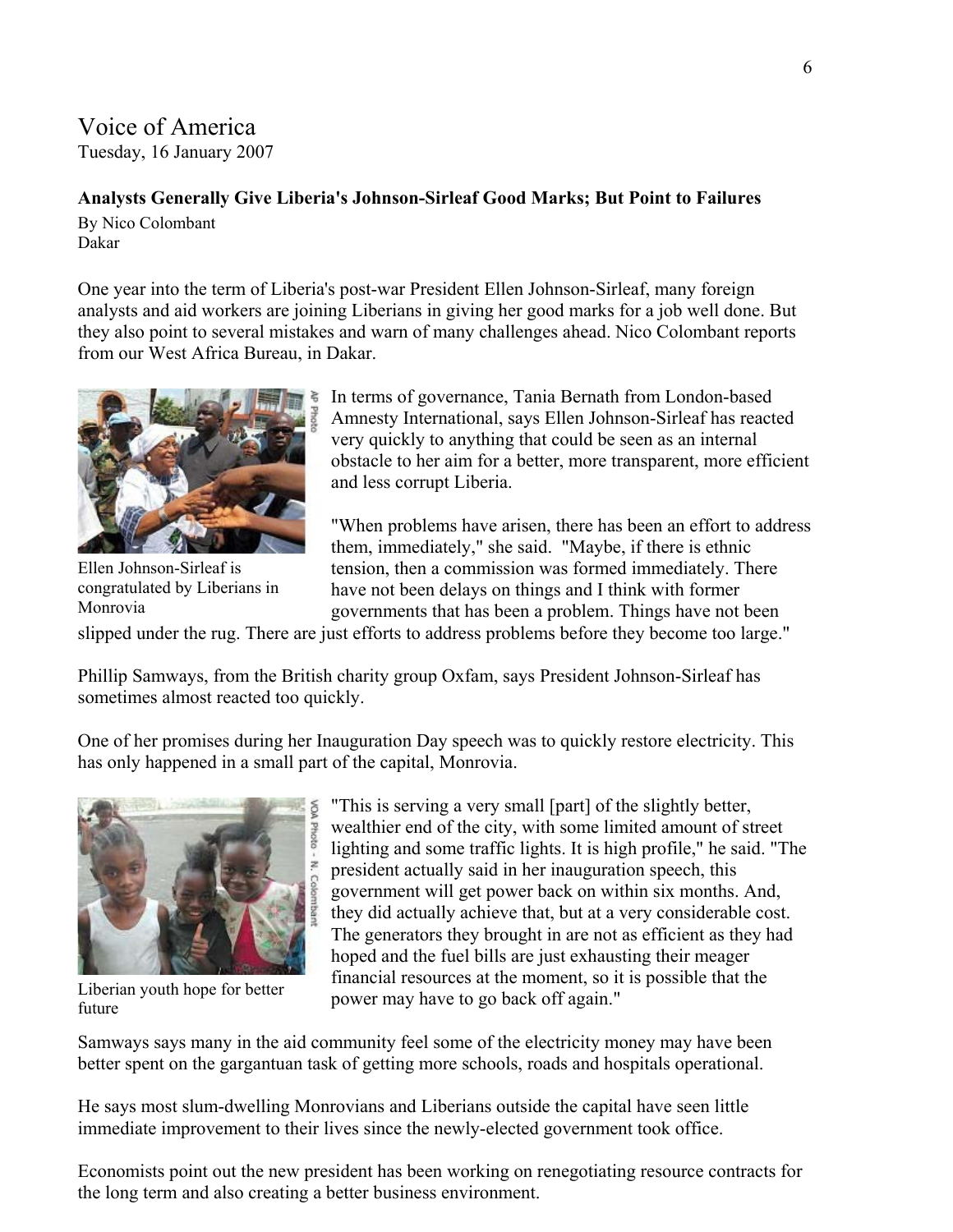Voice of America
Tuesday, 16 January 2007

**Analysts Generally Give Liberia's Johnson-Sirleaf Good Marks; But Point to Failures**

By Nico Colombant
Dakar

One year into the term of Liberia's post-war President Ellen Johnson-Sirleaf, many foreign analysts and aid workers are joining Liberians in giving her good marks for a job well done. But they also point to several mistakes and warn of many challenges ahead. Nico Colombant reports from our West Africa Bureau, in Dakar.

Ellen Johnson-Sirleaf is congratulated by Liberians in Monrovia

In terms of governance, Tania Bernath from London-based Amnesty International, says Ellen Johnson-Sirleaf has reacted very quickly to anything that could be seen as an internal obstacle to her aim for a better, more transparent, more efficient and less corrupt Liberia.

"When problems have arisen, there has been an effort to address them, immediately," she said. "Maybe, if there is ethnic tension, then a commission was formed immediately. There have not been delays on things and I think with former governments that has been a problem. Things have not been slipped under the rug. There are just efforts to address problems before they become too large."

Phillip Samways, from the British charity group Oxfam, says President Johnson-Sirleaf has sometimes almost reacted too quickly.

One of her promises during her Inauguration Day speech was to quickly restore electricity. This has only happened in a small part of the capital, Monrovia.

Liberian youth hope for better future

"This is serving a very small [part] of the slightly better, wealthier end of the city, with some limited amount of street lighting and some traffic lights. It is high profile," he said. "The president actually said in her inauguration speech, this government will get power back on within six months. And, they did actually achieve that, but at a very considerable cost. The generators they brought in are not as efficient as they had hoped and the fuel bills are just exhausting their meager financial resources at the moment, so it is possible that the power may have to go back off again."

Samways says many in the aid community feel some of the electricity money may have been better spent on the gargantuan task of getting more schools, roads and hospitals operational.

He says most slum-dwelling Monrovians and Liberians outside the capital have seen little immediate improvement to their lives since the newly-elected government took office.

Economists point out the new president has been working on renegotiating resource contracts for the long term and also creating a better business environment.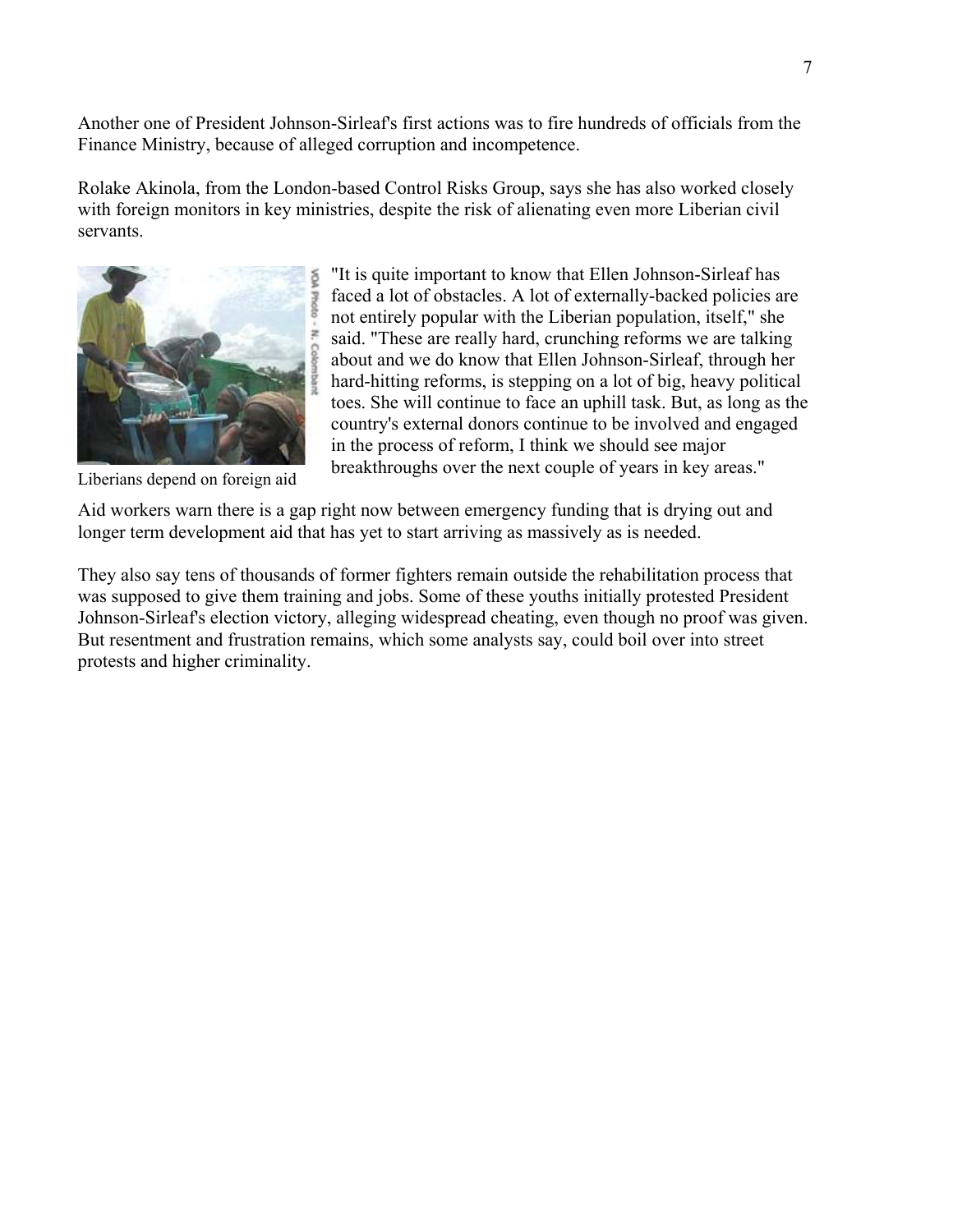Another one of President Johnson-Sirleaf's first actions was to fire hundreds of officials from the Finance Ministry, because of alleged corruption and incompetence.

Rolake Akinola, from the London-based Control Risks Group, says she has also worked closely with foreign monitors in key ministries, despite the risk of alienating even more Liberian civil servants.

Liberians depend on foreign aid

"It is quite important to know that Ellen Johnson-Sirleaf has faced a lot of obstacles. A lot of externally-backed policies are not entirely popular with the Liberian population, itself," she said. "These are really hard, crunching reforms we are talking about and we do know that Ellen Johnson-Sirleaf, through her hard-hitting reforms, is stepping on a lot of big, heavy political toes. She will continue to face an uphill task. But, as long as the country's external donors continue to be involved and engaged in the process of reform, I think we should see major breakthroughs over the next couple of years in key areas."

Aid workers warn there is a gap right now between emergency funding that is drying out and longer term development aid that has yet to start arriving as massively as is needed.

They also say tens of thousands of former fighters remain outside the rehabilitation process that was supposed to give them training and jobs. Some of these youths initially protested President Johnson-Sirleaf's election victory, alleging widespread cheating, even though no proof was given. But resentment and frustration remains, which some analysts say, could boil over into street protests and higher criminality.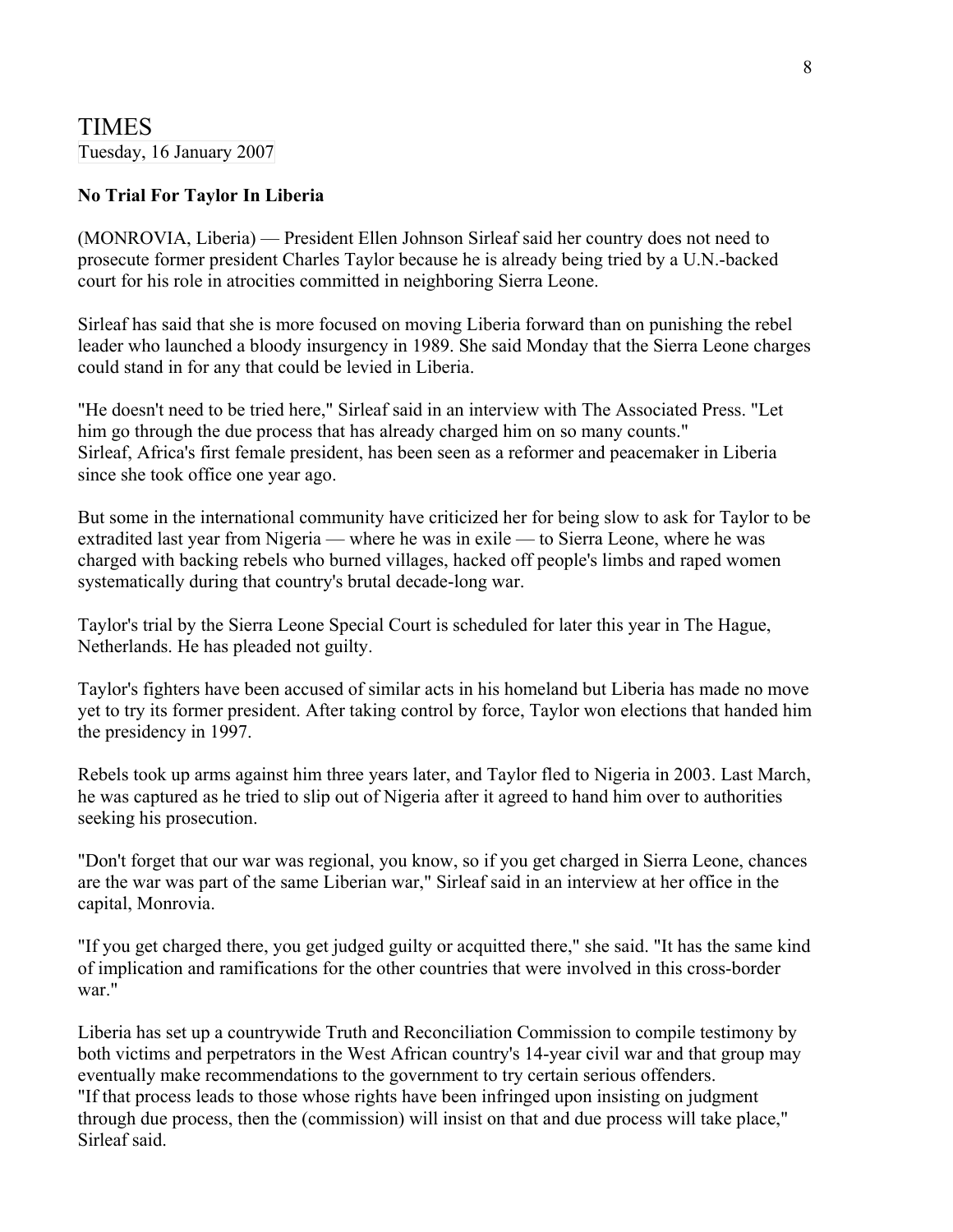TIMES

Tuesday, 16 January 2007

**No Trial For Taylor In Liberia**

(MONROVIA, Liberia) — President Ellen Johnson Sirleaf said her country does not need to prosecute former president Charles Taylor because he is already being tried by a U.N.-backed court for his role in atrocities committed in neighboring Sierra Leone.

Sirleaf has said that she is more focused on moving Liberia forward than on punishing the rebel leader who launched a bloody insurgency in 1989. She said Monday that the Sierra Leone charges could stand in for any that could be levied in Liberia.

"He doesn't need to be tried here," Sirleaf said in an interview with The Associated Press. "Let him go through the due process that has already charged him on so many counts."
Sirleaf, Africa's first female president, has been seen as a reformer and peacemaker in Liberia since she took office one year ago.

But some in the international community have criticized her for being slow to ask for Taylor to be extradited last year from Nigeria — where he was in exile — to Sierra Leone, where he was charged with backing rebels who burned villages, hacked off people's limbs and raped women systematically during that country's brutal decade-long war.

Taylor's trial by the Sierra Leone Special Court is scheduled for later this year in The Hague, Netherlands. He has pleaded not guilty.

Taylor's fighters have been accused of similar acts in his homeland but Liberia has made no move yet to try its former president. After taking control by force, Taylor won elections that handed him the presidency in 1997.

Rebels took up arms against him three years later, and Taylor fled to Nigeria in 2003. Last March, he was captured as he tried to slip out of Nigeria after it agreed to hand him over to authorities seeking his prosecution.

"Don't forget that our war was regional, you know, so if you get charged in Sierra Leone, chances are the war was part of the same Liberian war," Sirleaf said in an interview at her office in the capital, Monrovia.

"If you get charged there, you get judged guilty or acquitted there," she said. "It has the same kind of implication and ramifications for the other countries that were involved in this cross-border war."

Liberia has set up a countrywide Truth and Reconciliation Commission to compile testimony by both victims and perpetrators in the West African country's 14-year civil war and that group may eventually make recommendations to the government to try certain serious offenders.
"If that process leads to those whose rights have been infringed upon insisting on judgment through due process, then the (commission) will insist on that and due process will take place," Sirleaf said.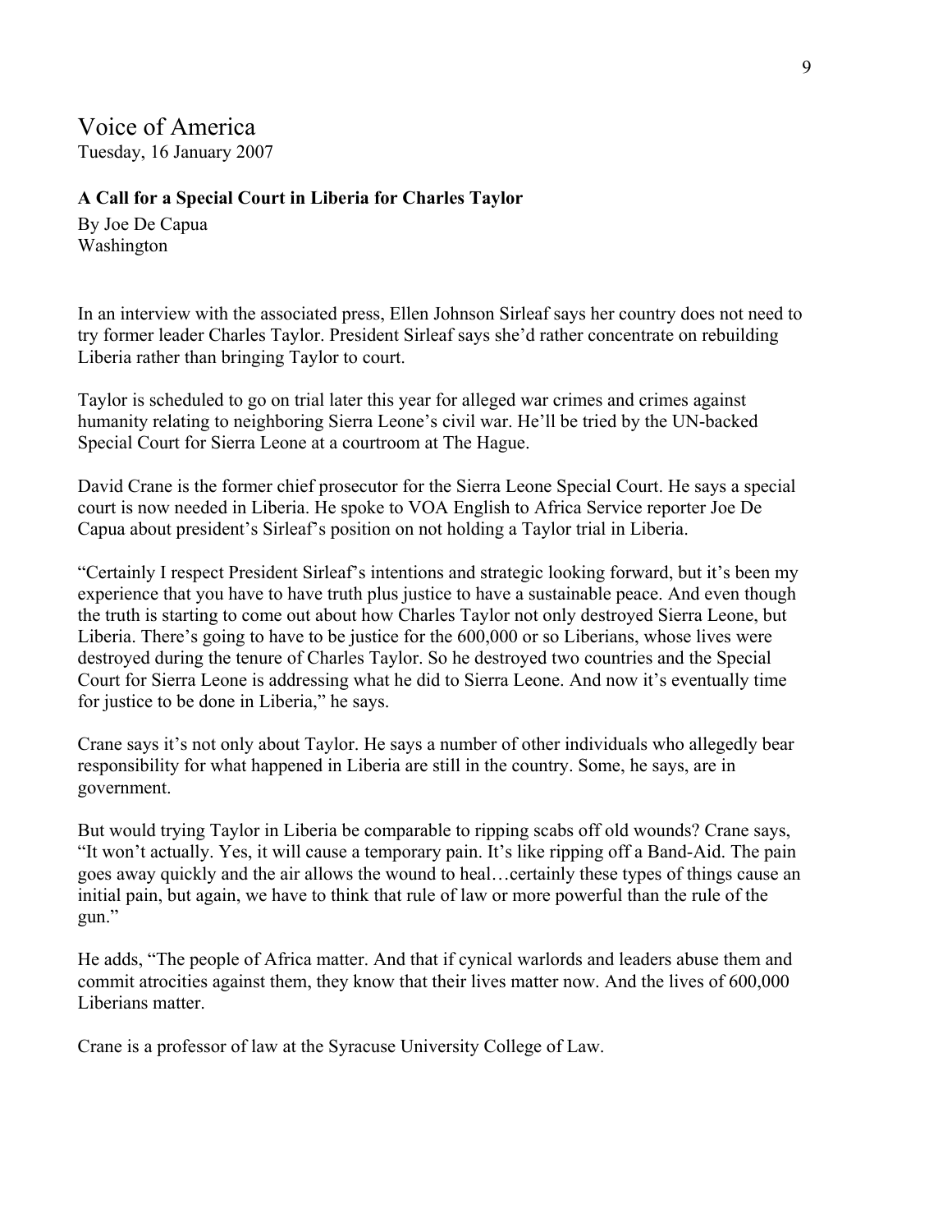# Voice of America

Tuesday, 16 January 2007

**A Call for a Special Court in Liberia for Charles Taylor**

By Joe De Capua
Washington

In an interview with the associated press, Ellen Johnson Sirleaf says her country does not need to try former leader Charles Taylor. President Sirleaf says she'd rather concentrate on rebuilding Liberia rather than bringing Taylor to court.

Taylor is scheduled to go on trial later this year for alleged war crimes and crimes against humanity relating to neighboring Sierra Leone's civil war. He'll be tried by the UN-backed Special Court for Sierra Leone at a courtroom at The Hague.

David Crane is the former chief prosecutor for the Sierra Leone Special Court. He says a special court is now needed in Liberia. He spoke to VOA English to Africa Service reporter Joe De Capua about president's Sirleaf's position on not holding a Taylor trial in Liberia.

"Certainly I respect President Sirleaf's intentions and strategic looking forward, but it's been my experience that you have to have truth plus justice to have a sustainable peace. And even though the truth is starting to come out about how Charles Taylor not only destroyed Sierra Leone, but Liberia. There's going to have to be justice for the 600,000 or so Liberians, whose lives were destroyed during the tenure of Charles Taylor. So he destroyed two countries and the Special Court for Sierra Leone is addressing what he did to Sierra Leone. And now it's eventually time for justice to be done in Liberia," he says.

Crane says it's not only about Taylor. He says a number of other individuals who allegedly bear responsibility for what happened in Liberia are still in the country. Some, he says, are in government.

But would trying Taylor in Liberia be comparable to ripping scabs off old wounds? Crane says, "It won't actually. Yes, it will cause a temporary pain. It's like ripping off a Band-Aid. The pain goes away quickly and the air allows the wound to heal…certainly these types of things cause an initial pain, but again, we have to think that rule of law or more powerful than the rule of the gun."

He adds, "The people of Africa matter. And that if cynical warlords and leaders abuse them and commit atrocities against them, they know that their lives matter now. And the lives of 600,000 Liberians matter.

Crane is a professor of law at the Syracuse University College of Law.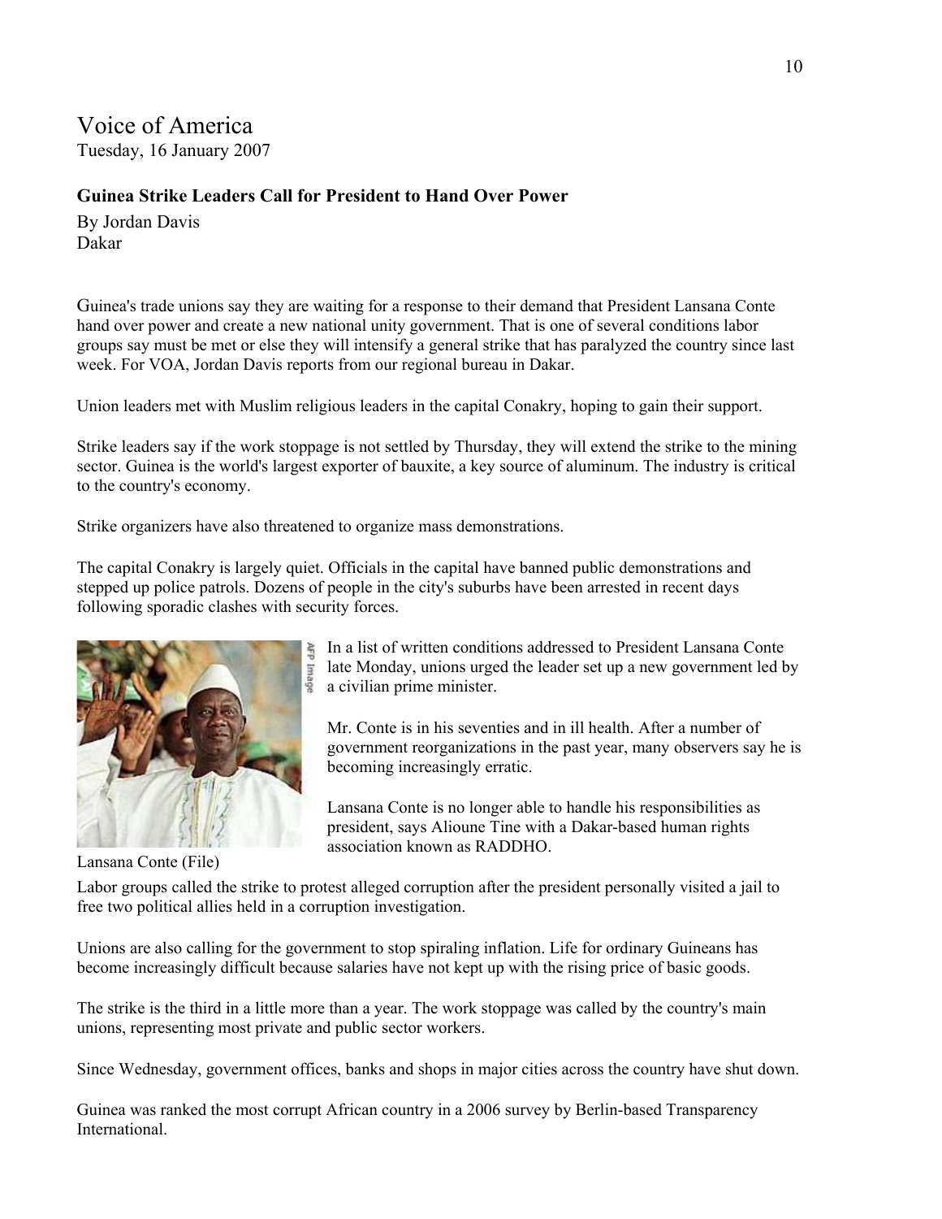# Voice of America

Tuesday, 16 January 2007

## Guinea Strike Leaders Call for President to Hand Over Power

By Jordan Davis
Dakar

Guinea's trade unions say they are waiting for a response to their demand that President Lansana Conte hand over power and create a new national unity government. That is one of several conditions labor groups say must be met or else they will intensify a general strike that has paralyzed the country since last week. For VOA, Jordan Davis reports from our regional bureau in Dakar.

Union leaders met with Muslim religious leaders in the capital Conakry, hoping to gain their support.

Strike leaders say if the work stoppage is not settled by Thursday, they will extend the strike to the mining sector. Guinea is the world's largest exporter of bauxite, a key source of aluminum. The industry is critical to the country's economy.

Strike organizers have also threatened to organize mass demonstrations.

The capital Conakry is largely quiet. Officials in the capital have banned public demonstrations and stepped up police patrols. Dozens of people in the city's suburbs have been arrested in recent days following sporadic clashes with security forces.

Lansana Conte (File)

In a list of written conditions addressed to President Lansana Conte late Monday, unions urged the leader set up a new government led by a civilian prime minister.

Mr. Conte is in his seventies and in ill health. After a number of government reorganizations in the past year, many observers say he is becoming increasingly erratic.

Lansana Conte is no longer able to handle his responsibilities as president, says Alioune Tine with a Dakar-based human rights association known as RADDHO.

Labor groups called the strike to protest alleged corruption after the president personally visited a jail to free two political allies held in a corruption investigation.

Unions are also calling for the government to stop spiraling inflation. Life for ordinary Guineans has become increasingly difficult because salaries have not kept up with the rising price of basic goods.

The strike is the third in a little more than a year. The work stoppage was called by the country's main unions, representing most private and public sector workers.

Since Wednesday, government offices, banks and shops in major cities across the country have shut down.

Guinea was ranked the most corrupt African country in a 2006 survey by Berlin-based Transparency International.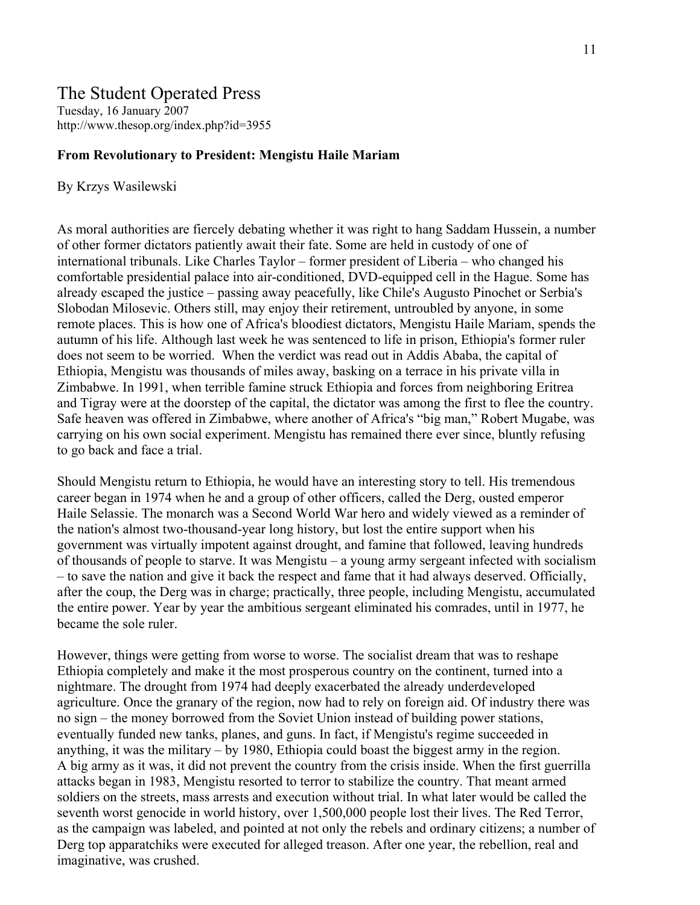## The Student Operated Press

Tuesday, 16 January 2007
http://www.thesop.org/index.php?id=3955

**From Revolutionary to President: Mengistu Haile Mariam**

By Krzys Wasilewski

As moral authorities are fiercely debating whether it was right to hang Saddam Hussein, a number of other former dictators patiently await their fate. Some are held in custody of one of international tribunals. Like Charles Taylor – former president of Liberia – who changed his comfortable presidential palace into air-conditioned, DVD-equipped cell in the Hague. Some has already escaped the justice – passing away peacefully, like Chile's Augusto Pinochet or Serbia's Slobodan Milosevic. Others still, may enjoy their retirement, untroubled by anyone, in some remote places. This is how one of Africa's bloodiest dictators, Mengistu Haile Mariam, spends the autumn of his life. Although last week he was sentenced to life in prison, Ethiopia's former ruler does not seem to be worried. When the verdict was read out in Addis Ababa, the capital of Ethiopia, Mengistu was thousands of miles away, basking on a terrace in his private villa in Zimbabwe. In 1991, when terrible famine struck Ethiopia and forces from neighboring Eritrea and Tigray were at the doorstep of the capital, the dictator was among the first to flee the country. Safe heaven was offered in Zimbabwe, where another of Africa's "big man," Robert Mugabe, was carrying on his own social experiment. Mengistu has remained there ever since, bluntly refusing to go back and face a trial.

Should Mengistu return to Ethiopia, he would have an interesting story to tell. His tremendous career began in 1974 when he and a group of other officers, called the Derg, ousted emperor Haile Selassie. The monarch was a Second World War hero and widely viewed as a reminder of the nation's almost two-thousand-year long history, but lost the entire support when his government was virtually impotent against drought, and famine that followed, leaving hundreds of thousands of people to starve. It was Mengistu – a young army sergeant infected with socialism – to save the nation and give it back the respect and fame that it had always deserved. Officially, after the coup, the Derg was in charge; practically, three people, including Mengistu, accumulated the entire power. Year by year the ambitious sergeant eliminated his comrades, until in 1977, he became the sole ruler.

However, things were getting from worse to worse. The socialist dream that was to reshape Ethiopia completely and make it the most prosperous country on the continent, turned into a nightmare. The drought from 1974 had deeply exacerbated the already underdeveloped agriculture. Once the granary of the region, now had to rely on foreign aid. Of industry there was no sign – the money borrowed from the Soviet Union instead of building power stations, eventually funded new tanks, planes, and guns. In fact, if Mengistu's regime succeeded in anything, it was the military – by 1980, Ethiopia could boast the biggest army in the region. A big army as it was, it did not prevent the country from the crisis inside. When the first guerrilla attacks began in 1983, Mengistu resorted to terror to stabilize the country. That meant armed soldiers on the streets, mass arrests and execution without trial. In what later would be called the seventh worst genocide in world history, over 1,500,000 people lost their lives. The Red Terror, as the campaign was labeled, and pointed at not only the rebels and ordinary citizens; a number of Derg top apparatchiks were executed for alleged treason. After one year, the rebellion, real and imaginative, was crushed.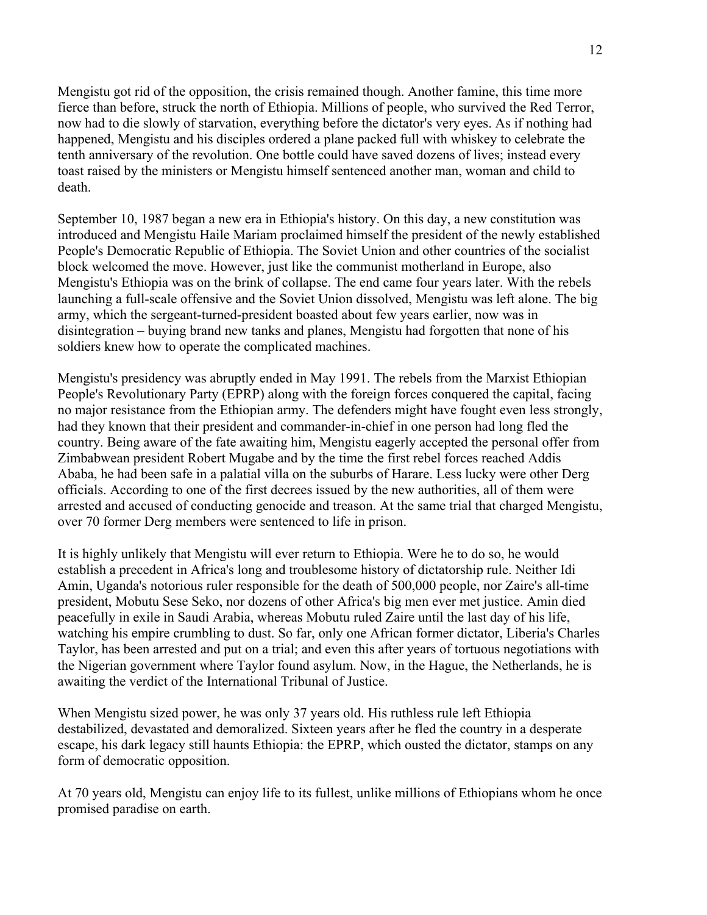Mengistu got rid of the opposition, the crisis remained though. Another famine, this time more fierce than before, struck the north of Ethiopia. Millions of people, who survived the Red Terror, now had to die slowly of starvation, everything before the dictator's very eyes. As if nothing had happened, Mengistu and his disciples ordered a plane packed full with whiskey to celebrate the tenth anniversary of the revolution. One bottle could have saved dozens of lives; instead every toast raised by the ministers or Mengistu himself sentenced another man, woman and child to death.

September 10, 1987 began a new era in Ethiopia's history. On this day, a new constitution was introduced and Mengistu Haile Mariam proclaimed himself the president of the newly established People's Democratic Republic of Ethiopia. The Soviet Union and other countries of the socialist block welcomed the move. However, just like the communist motherland in Europe, also Mengistu's Ethiopia was on the brink of collapse. The end came four years later. With the rebels launching a full-scale offensive and the Soviet Union dissolved, Mengistu was left alone. The big army, which the sergeant-turned-president boasted about few years earlier, now was in disintegration – buying brand new tanks and planes, Mengistu had forgotten that none of his soldiers knew how to operate the complicated machines.

Mengistu's presidency was abruptly ended in May 1991. The rebels from the Marxist Ethiopian People's Revolutionary Party (EPRP) along with the foreign forces conquered the capital, facing no major resistance from the Ethiopian army. The defenders might have fought even less strongly, had they known that their president and commander-in-chief in one person had long fled the country. Being aware of the fate awaiting him, Mengistu eagerly accepted the personal offer from Zimbabwean president Robert Mugabe and by the time the first rebel forces reached Addis Ababa, he had been safe in a palatial villa on the suburbs of Harare. Less lucky were other Derg officials. According to one of the first decrees issued by the new authorities, all of them were arrested and accused of conducting genocide and treason. At the same trial that charged Mengistu, over 70 former Derg members were sentenced to life in prison.

It is highly unlikely that Mengistu will ever return to Ethiopia. Were he to do so, he would establish a precedent in Africa's long and troublesome history of dictatorship rule. Neither Idi Amin, Uganda's notorious ruler responsible for the death of 500,000 people, nor Zaire's all-time president, Mobutu Sese Seko, nor dozens of other Africa's big men ever met justice. Amin died peacefully in exile in Saudi Arabia, whereas Mobutu ruled Zaire until the last day of his life, watching his empire crumbling to dust. So far, only one African former dictator, Liberia's Charles Taylor, has been arrested and put on a trial; and even this after years of tortuous negotiations with the Nigerian government where Taylor found asylum. Now, in the Hague, the Netherlands, he is awaiting the verdict of the International Tribunal of Justice.

When Mengistu sized power, he was only 37 years old. His ruthless rule left Ethiopia destabilized, devastated and demoralized. Sixteen years after he fled the country in a desperate escape, his dark legacy still haunts Ethiopia: the EPRP, which ousted the dictator, stamps on any form of democratic opposition.

At 70 years old, Mengistu can enjoy life to its fullest, unlike millions of Ethiopians whom he once promised paradise on earth.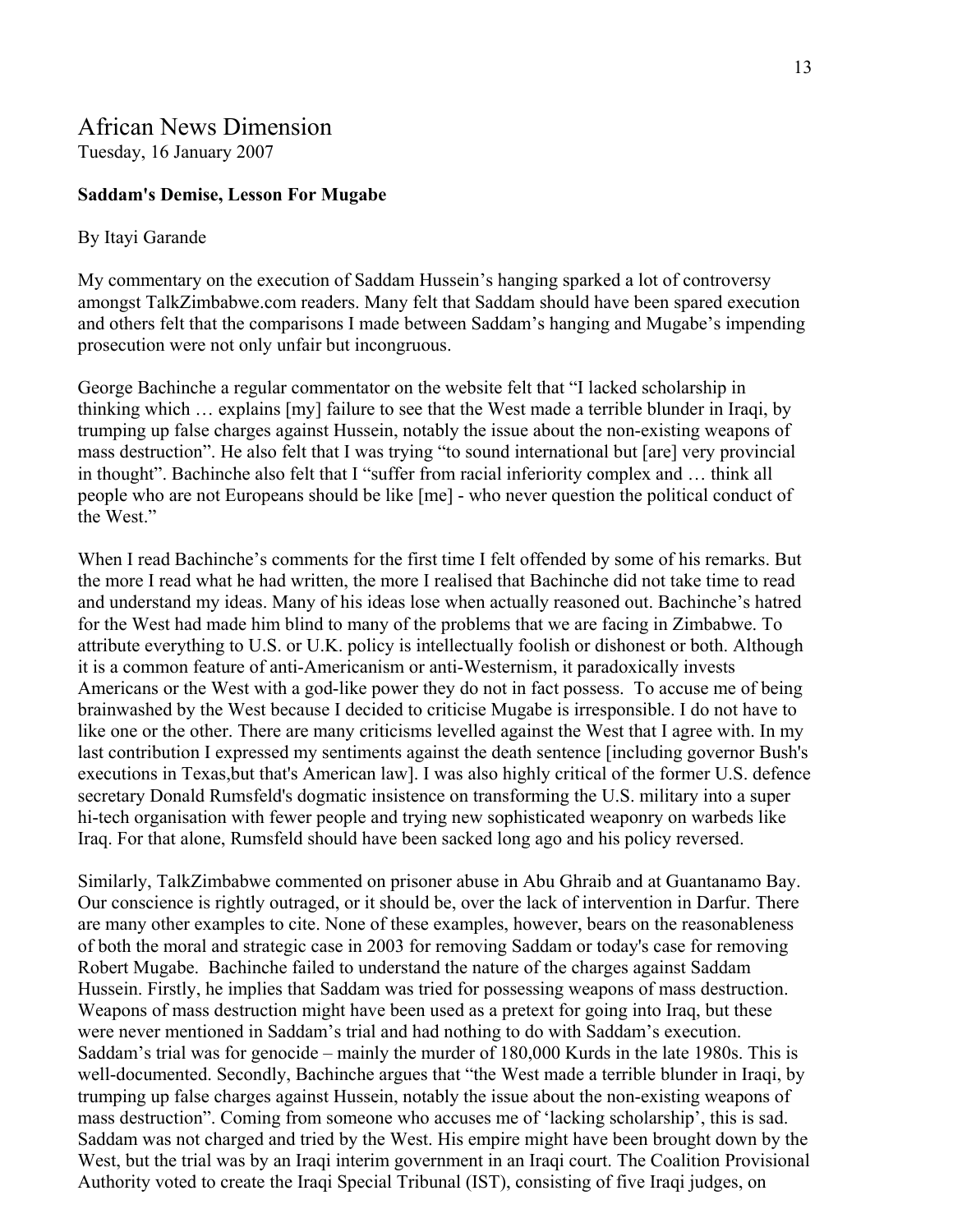# African News Dimension

Tuesday, 16 January 2007

**Saddam's Demise, Lesson For Mugabe**

By Itayi Garande

My commentary on the execution of Saddam Hussein's hanging sparked a lot of controversy amongst TalkZimbabwe.com readers. Many felt that Saddam should have been spared execution and others felt that the comparisons I made between Saddam's hanging and Mugabe's impending prosecution were not only unfair but incongruous.

George Bachinche a regular commentator on the website felt that "I lacked scholarship in thinking which … explains [my] failure to see that the West made a terrible blunder in Iraqi, by trumping up false charges against Hussein, notably the issue about the non-existing weapons of mass destruction". He also felt that I was trying "to sound international but [are] very provincial in thought". Bachinche also felt that I "suffer from racial inferiority complex and … think all people who are not Europeans should be like [me] - who never question the political conduct of the West."

When I read Bachinche's comments for the first time I felt offended by some of his remarks. But the more I read what he had written, the more I realised that Bachinche did not take time to read and understand my ideas. Many of his ideas lose when actually reasoned out. Bachinche's hatred for the West had made him blind to many of the problems that we are facing in Zimbabwe. To attribute everything to U.S. or U.K. policy is intellectually foolish or dishonest or both. Although it is a common feature of anti-Americanism or anti-Westernism, it paradoxically invests Americans or the West with a god-like power they do not in fact possess. To accuse me of being brainwashed by the West because I decided to criticise Mugabe is irresponsible. I do not have to like one or the other. There are many criticisms levelled against the West that I agree with. In my last contribution I expressed my sentiments against the death sentence [including governor Bush's executions in Texas,but that's American law]. I was also highly critical of the former U.S. defence secretary Donald Rumsfeld's dogmatic insistence on transforming the U.S. military into a super hi-tech organisation with fewer people and trying new sophisticated weaponry on warbeds like Iraq. For that alone, Rumsfeld should have been sacked long ago and his policy reversed.

Similarly, TalkZimbabwe commented on prisoner abuse in Abu Ghraib and at Guantanamo Bay. Our conscience is rightly outraged, or it should be, over the lack of intervention in Darfur. There are many other examples to cite. None of these examples, however, bears on the reasonableness of both the moral and strategic case in 2003 for removing Saddam or today's case for removing Robert Mugabe. Bachinche failed to understand the nature of the charges against Saddam Hussein. Firstly, he implies that Saddam was tried for possessing weapons of mass destruction. Weapons of mass destruction might have been used as a pretext for going into Iraq, but these were never mentioned in Saddam's trial and had nothing to do with Saddam's execution. Saddam's trial was for genocide – mainly the murder of 180,000 Kurds in the late 1980s. This is well-documented. Secondly, Bachinche argues that "the West made a terrible blunder in Iraqi, by trumping up false charges against Hussein, notably the issue about the non-existing weapons of mass destruction". Coming from someone who accuses me of 'lacking scholarship', this is sad. Saddam was not charged and tried by the West. His empire might have been brought down by the West, but the trial was by an Iraqi interim government in an Iraqi court. The Coalition Provisional Authority voted to create the Iraqi Special Tribunal (IST), consisting of five Iraqi judges, on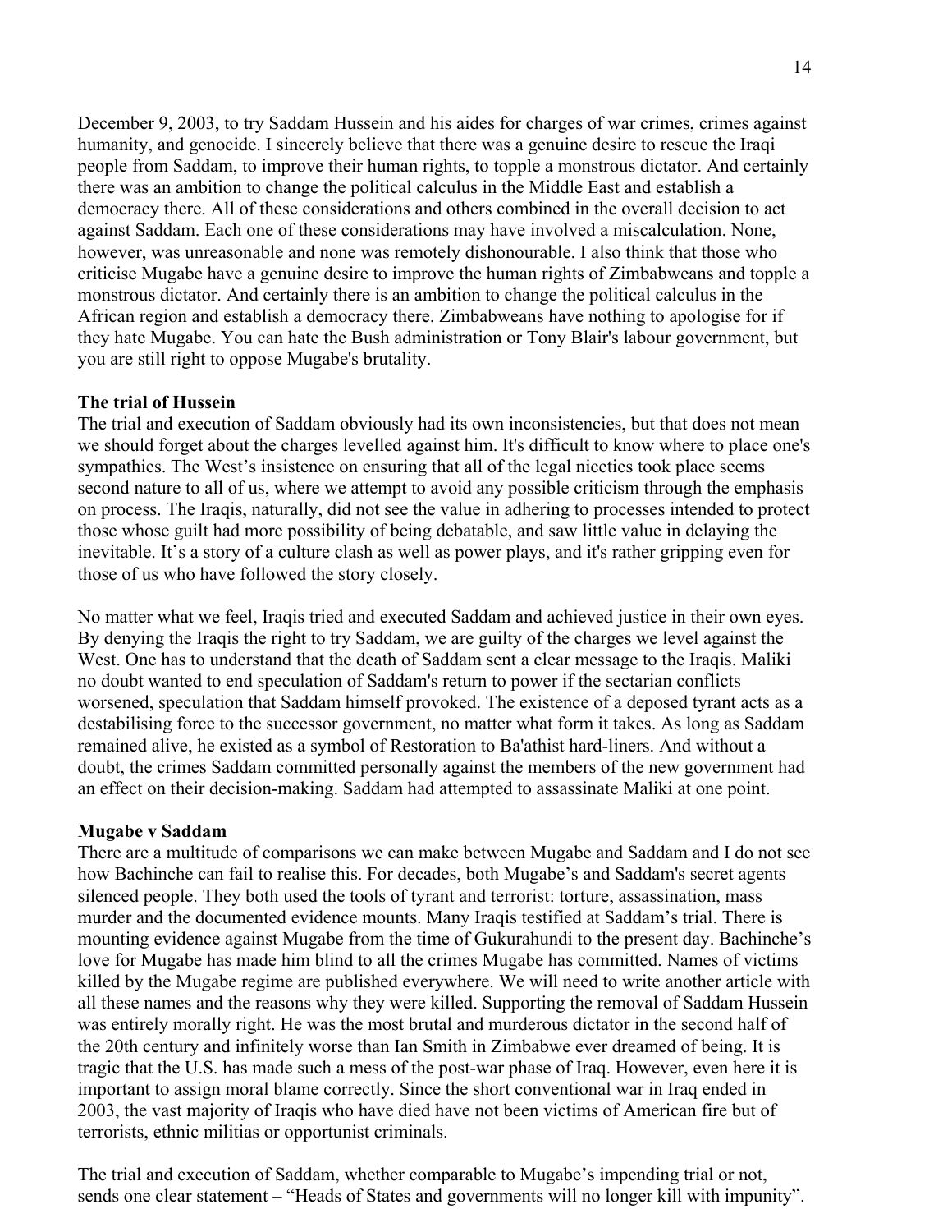December 9, 2003, to try Saddam Hussein and his aides for charges of war crimes, crimes against humanity, and genocide. I sincerely believe that there was a genuine desire to rescue the Iraqi people from Saddam, to improve their human rights, to topple a monstrous dictator. And certainly there was an ambition to change the political calculus in the Middle East and establish a democracy there. All of these considerations and others combined in the overall decision to act against Saddam. Each one of these considerations may have involved a miscalculation. None, however, was unreasonable and none was remotely dishonourable. I also think that those who criticise Mugabe have a genuine desire to improve the human rights of Zimbabweans and topple a monstrous dictator. And certainly there is an ambition to change the political calculus in the African region and establish a democracy there. Zimbabweans have nothing to apologise for if they hate Mugabe. You can hate the Bush administration or Tony Blair's labour government, but you are still right to oppose Mugabe's brutality.

**The trial of Hussein**

The trial and execution of Saddam obviously had its own inconsistencies, but that does not mean we should forget about the charges levelled against him. It's difficult to know where to place one's sympathies. The West's insistence on ensuring that all of the legal niceties took place seems second nature to all of us, where we attempt to avoid any possible criticism through the emphasis on process. The Iraqis, naturally, did not see the value in adhering to processes intended to protect those whose guilt had more possibility of being debatable, and saw little value in delaying the inevitable. It's a story of a culture clash as well as power plays, and it's rather gripping even for those of us who have followed the story closely.

No matter what we feel, Iraqis tried and executed Saddam and achieved justice in their own eyes. By denying the Iraqis the right to try Saddam, we are guilty of the charges we level against the West. One has to understand that the death of Saddam sent a clear message to the Iraqis. Maliki no doubt wanted to end speculation of Saddam's return to power if the sectarian conflicts worsened, speculation that Saddam himself provoked. The existence of a deposed tyrant acts as a destabilising force to the successor government, no matter what form it takes. As long as Saddam remained alive, he existed as a symbol of Restoration to Ba'athist hard-liners. And without a doubt, the crimes Saddam committed personally against the members of the new government had an effect on their decision-making. Saddam had attempted to assassinate Maliki at one point.

**Mugabe v Saddam**

There are a multitude of comparisons we can make between Mugabe and Saddam and I do not see how Bachinche can fail to realise this. For decades, both Mugabe's and Saddam's secret agents silenced people. They both used the tools of tyrant and terrorist: torture, assassination, mass murder and the documented evidence mounts. Many Iraqis testified at Saddam's trial. There is mounting evidence against Mugabe from the time of Gukurahundi to the present day. Bachinche's love for Mugabe has made him blind to all the crimes Mugabe has committed. Names of victims killed by the Mugabe regime are published everywhere. We will need to write another article with all these names and the reasons why they were killed. Supporting the removal of Saddam Hussein was entirely morally right. He was the most brutal and murderous dictator in the second half of the 20th century and infinitely worse than Ian Smith in Zimbabwe ever dreamed of being. It is tragic that the U.S. has made such a mess of the post-war phase of Iraq. However, even here it is important to assign moral blame correctly. Since the short conventional war in Iraq ended in 2003, the vast majority of Iraqis who have died have not been victims of American fire but of terrorists, ethnic militias or opportunist criminals.

The trial and execution of Saddam, whether comparable to Mugabe's impending trial or not, sends one clear statement – "Heads of States and governments will no longer kill with impunity".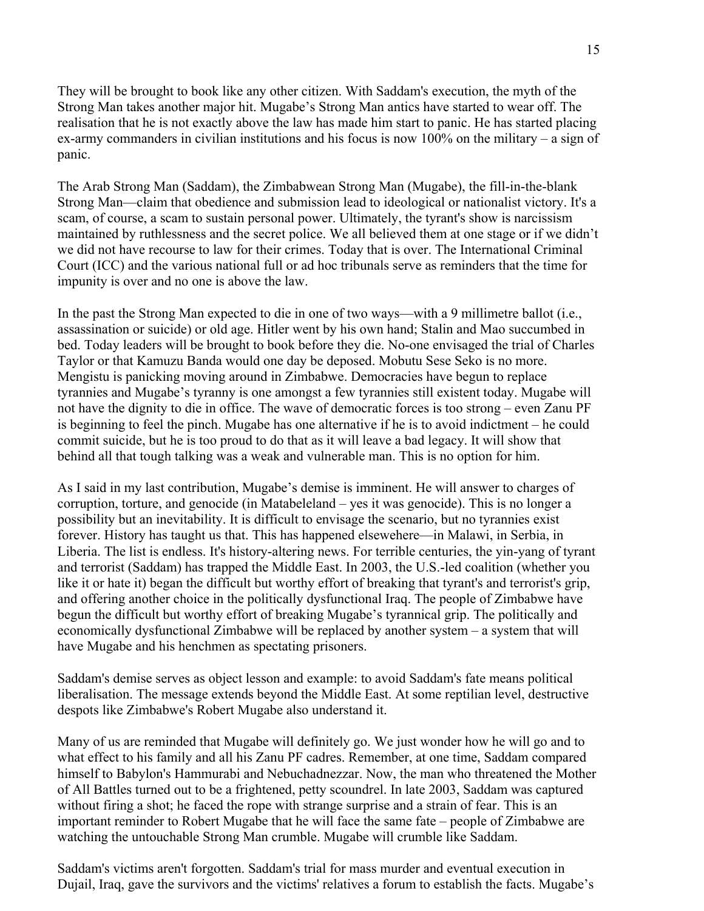They will be brought to book like any other citizen. With Saddam's execution, the myth of the Strong Man takes another major hit. Mugabe's Strong Man antics have started to wear off. The realisation that he is not exactly above the law has made him start to panic. He has started placing ex-army commanders in civilian institutions and his focus is now 100% on the military – a sign of panic.

The Arab Strong Man (Saddam), the Zimbabwean Strong Man (Mugabe), the fill-in-the-blank Strong Man—claim that obedience and submission lead to ideological or nationalist victory. It's a scam, of course, a scam to sustain personal power. Ultimately, the tyrant's show is narcissism maintained by ruthlessness and the secret police. We all believed them at one stage or if we didn't we did not have recourse to law for their crimes. Today that is over. The International Criminal Court (ICC) and the various national full or ad hoc tribunals serve as reminders that the time for impunity is over and no one is above the law.

In the past the Strong Man expected to die in one of two ways—with a 9 millimetre ballot (i.e., assassination or suicide) or old age. Hitler went by his own hand; Stalin and Mao succumbed in bed. Today leaders will be brought to book before they die. No-one envisaged the trial of Charles Taylor or that Kamuzu Banda would one day be deposed. Mobutu Sese Seko is no more. Mengistu is panicking moving around in Zimbabwe. Democracies have begun to replace tyrannies and Mugabe's tyranny is one amongst a few tyrannies still existent today. Mugabe will not have the dignity to die in office. The wave of democratic forces is too strong – even Zanu PF is beginning to feel the pinch. Mugabe has one alternative if he is to avoid indictment – he could commit suicide, but he is too proud to do that as it will leave a bad legacy. It will show that behind all that tough talking was a weak and vulnerable man. This is no option for him.

As I said in my last contribution, Mugabe's demise is imminent. He will answer to charges of corruption, torture, and genocide (in Matabeleland – yes it was genocide). This is no longer a possibility but an inevitability. It is difficult to envisage the scenario, but no tyrannies exist forever. History has taught us that. This has happened elsewehere—in Malawi, in Serbia, in Liberia. The list is endless. It's history-altering news. For terrible centuries, the yin-yang of tyrant and terrorist (Saddam) has trapped the Middle East. In 2003, the U.S.-led coalition (whether you like it or hate it) began the difficult but worthy effort of breaking that tyrant's and terrorist's grip, and offering another choice in the politically dysfunctional Iraq. The people of Zimbabwe have begun the difficult but worthy effort of breaking Mugabe's tyrannical grip. The politically and economically dysfunctional Zimbabwe will be replaced by another system – a system that will have Mugabe and his henchmen as spectating prisoners.

Saddam's demise serves as object lesson and example: to avoid Saddam's fate means political liberalisation. The message extends beyond the Middle East. At some reptilian level, destructive despots like Zimbabwe's Robert Mugabe also understand it.

Many of us are reminded that Mugabe will definitely go. We just wonder how he will go and to what effect to his family and all his Zanu PF cadres. Remember, at one time, Saddam compared himself to Babylon's Hammurabi and Nebuchadnezzar. Now, the man who threatened the Mother of All Battles turned out to be a frightened, petty scoundrel. In late 2003, Saddam was captured without firing a shot; he faced the rope with strange surprise and a strain of fear. This is an important reminder to Robert Mugabe that he will face the same fate – people of Zimbabwe are watching the untouchable Strong Man crumble. Mugabe will crumble like Saddam.

Saddam's victims aren't forgotten. Saddam's trial for mass murder and eventual execution in Dujail, Iraq, gave the survivors and the victims' relatives a forum to establish the facts. Mugabe's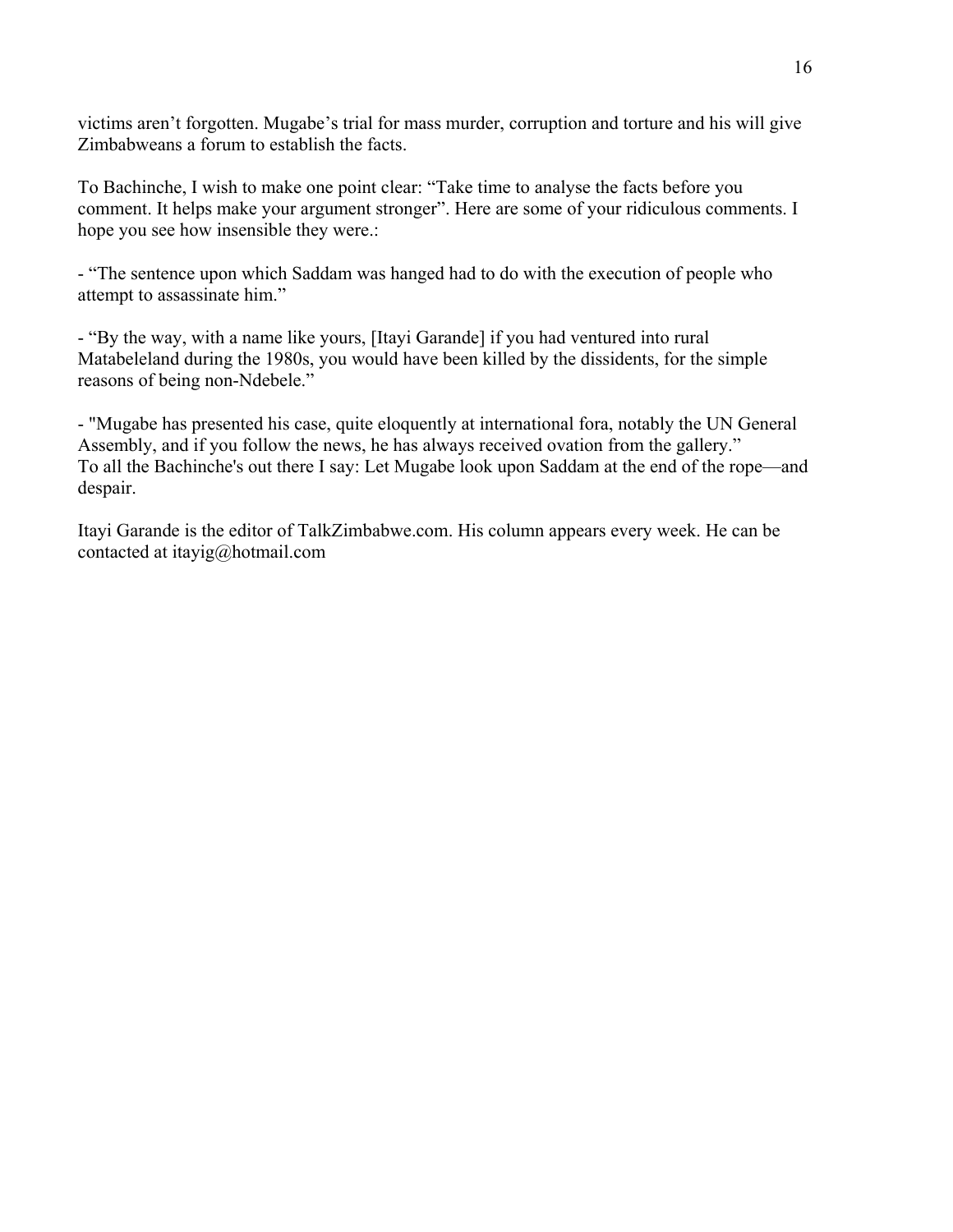victims aren't forgotten. Mugabe's trial for mass murder, corruption and torture and his will give Zimbabweans a forum to establish the facts.

To Bachinche, I wish to make one point clear: "Take time to analyse the facts before you comment. It helps make your argument stronger". Here are some of your ridiculous comments. I hope you see how insensible they were.:

- "The sentence upon which Saddam was hanged had to do with the execution of people who attempt to assassinate him."

- "By the way, with a name like yours, [Itayi Garande] if you had ventured into rural Matabeleland during the 1980s, you would have been killed by the dissidents, for the simple reasons of being non-Ndebele."

- "Mugabe has presented his case, quite eloquently at international fora, notably the UN General Assembly, and if you follow the news, he has always received ovation from the gallery."

To all the Bachinche's out there I say: Let Mugabe look upon Saddam at the end of the rope—and despair.

Itayi Garande is the editor of TalkZimbabwe.com. His column appears every week. He can be contacted at itayig@hotmail.com